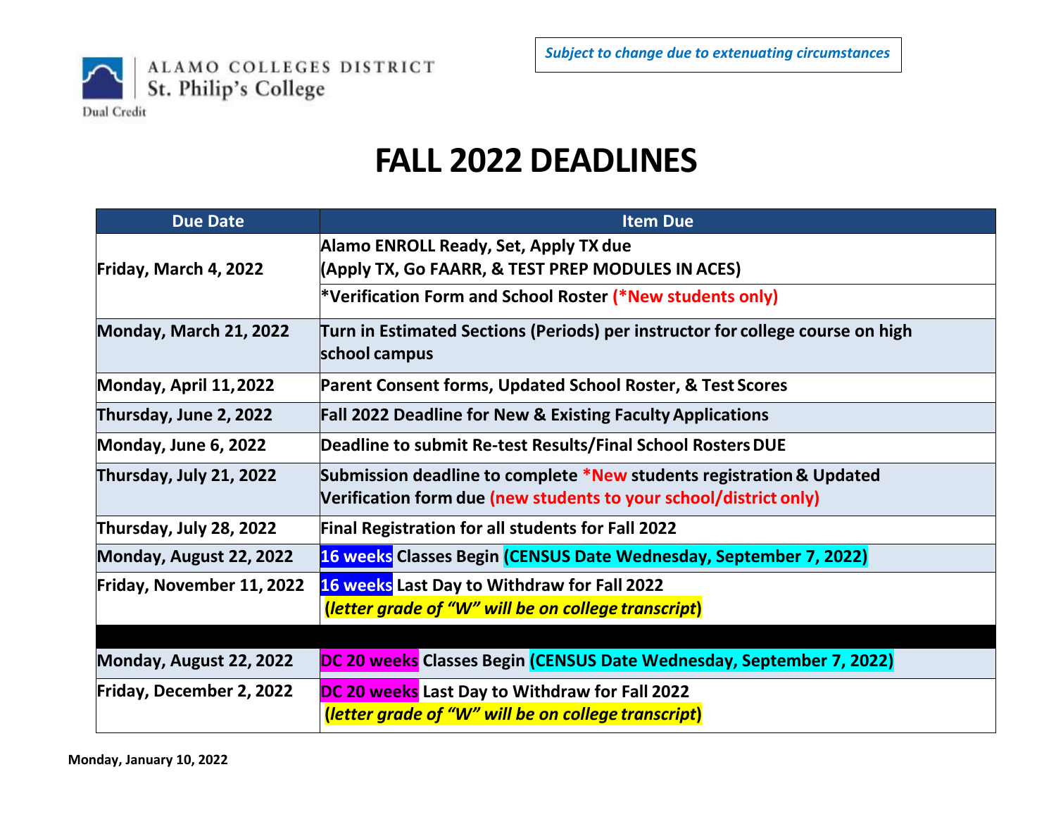ALAMO COLLEGES DISTRICT
St. Philip's College
Dual Credit

*Subject to change due to extenuating circumstances*

# FALL 2022 DEADLINES

| Due Date | Item Due |
|---|---|
| Friday, March 4, 2022 | Alamo ENROLL Ready, Set, Apply TX due (Apply TX, Go FAARR, & TEST PREP MODULES IN ACES)<br>*Verification Form and School Roster (*New students only) |
| Monday, March 21, 2022 | Turn in Estimated Sections (Periods) per instructor for college course on high school campus |
| Monday, April 11, 2022 | Parent Consent forms, Updated School Roster, & Test Scores |
| Thursday, June 2, 2022 | Fall 2022 Deadline for New & Existing Faculty Applications |
| Monday, June 6, 2022 | Deadline to submit Re-test Results/Final School Rosters DUE |
| Thursday, July 21, 2022 | Submission deadline to complete *New students registration & Updated Verification form due (new students to your school/district only) |
| Thursday, July 28, 2022 | Final Registration for all students for Fall 2022 |
| Monday, August 22, 2022 | 16 weeks Classes Begin (CENSUS Date Wednesday, September 7, 2022) |
| Friday, November 11, 2022 | 16 weeks Last Day to Withdraw for Fall 2022 (*letter grade of "W" will be on college transcript*) |
| | |
| Monday, August 22, 2022 | DC 20 weeks Classes Begin (CENSUS Date Wednesday, September 7, 2022) |
| Friday, December 2, 2022 | DC 20 weeks Last Day to Withdraw for Fall 2022 (*letter grade of "W" will be on college transcript*) |

**Monday, January 10, 2022**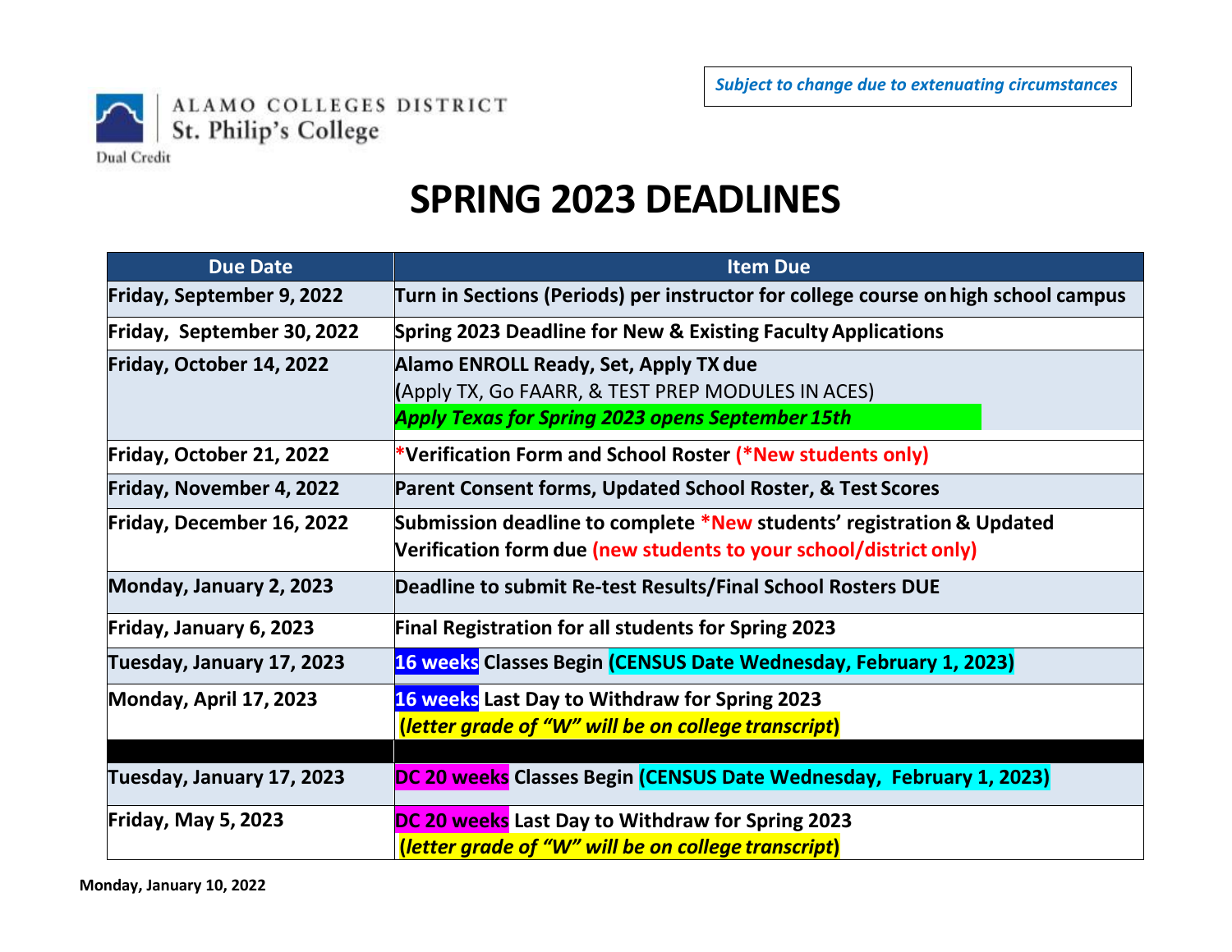*Subject to change due to extenuating circumstances*

ALAMO COLLEGES DISTRICT
St. Philip's College
Dual Credit

# SPRING 2023 DEADLINES

| Due Date | Item Due |
|---|---|
| **Friday, September 9, 2022** | **Turn in Sections (Periods) per instructor for college course on high school campus** |
| **Friday, September 30, 2022** | **Spring 2023 Deadline for New & Existing Faculty Applications** |
| **Friday, October 14, 2022** | **Alamo ENROLL Ready, Set, Apply TX due** (Apply TX, Go FAARR, & TEST PREP MODULES IN ACES) ***Apply Texas for Spring 2023 opens September 15th*** |
| **Friday, October 21, 2022** | ***Verification Form and School Roster (*New students only)** |
| **Friday, November 4, 2022** | **Parent Consent forms, Updated School Roster, & Test Scores** |
| **Friday, December 16, 2022** | **Submission deadline to complete *New students' registration & Updated Verification form due (new students to your school/district only)** |
| **Monday, January 2, 2023** | **Deadline to submit Re-test Results/Final School Rosters DUE** |
| **Friday, January 6, 2023** | **Final Registration for all students for Spring 2023** |
| **Tuesday, January 17, 2023** | **16 weeks Classes Begin (CENSUS Date Wednesday, February 1, 2023)** |
| **Monday, April 17, 2023** | **16 weeks Last Day to Withdraw for Spring 2023** ***(letter grade of "W" will be on college transcript)*** |
| | |
| **Tuesday, January 17, 2023** | **DC 20 weeks Classes Begin (CENSUS Date Wednesday, February 1, 2023)** |
| **Friday, May 5, 2023** | **DC 20 weeks Last Day to Withdraw for Spring 2023** ***(letter grade of "W" will be on college transcript)*** |

**Monday, January 10, 2022**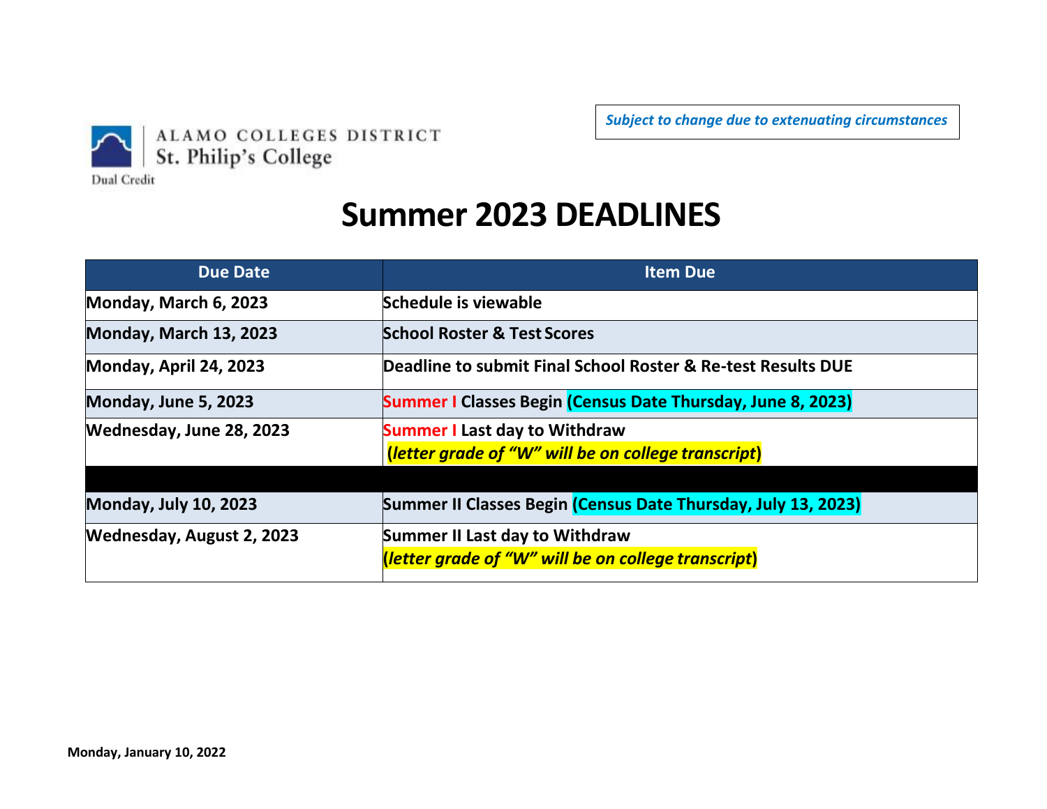*Subject to change due to extenuating circumstances*

ALAMO COLLEGES DISTRICT
St. Philip's College
Dual Credit

# Summer 2023 DEADLINES

| Due Date | Item Due |
|---|---|
| **Monday, March 6, 2023** | **Schedule is viewable** |
| **Monday, March 13, 2023** | **School Roster & Test Scores** |
| **Monday, April 24, 2023** | **Deadline to submit Final School Roster & Re-test Results DUE** |
| **Monday, June 5, 2023** | **Summer I Classes Begin (Census Date Thursday, June 8, 2023)** |
| **Wednesday, June 28, 2023** | **Summer I Last day to Withdraw (*letter grade of "W" will be on college transcript*)** |
| | |
| **Monday, July 10, 2023** | **Summer II Classes Begin (Census Date Thursday, July 13, 2023)** |
| **Wednesday, August 2, 2023** | **Summer II Last day to Withdraw (*letter grade of "W" will be on college transcript*)** |

**Monday, January 10, 2022**